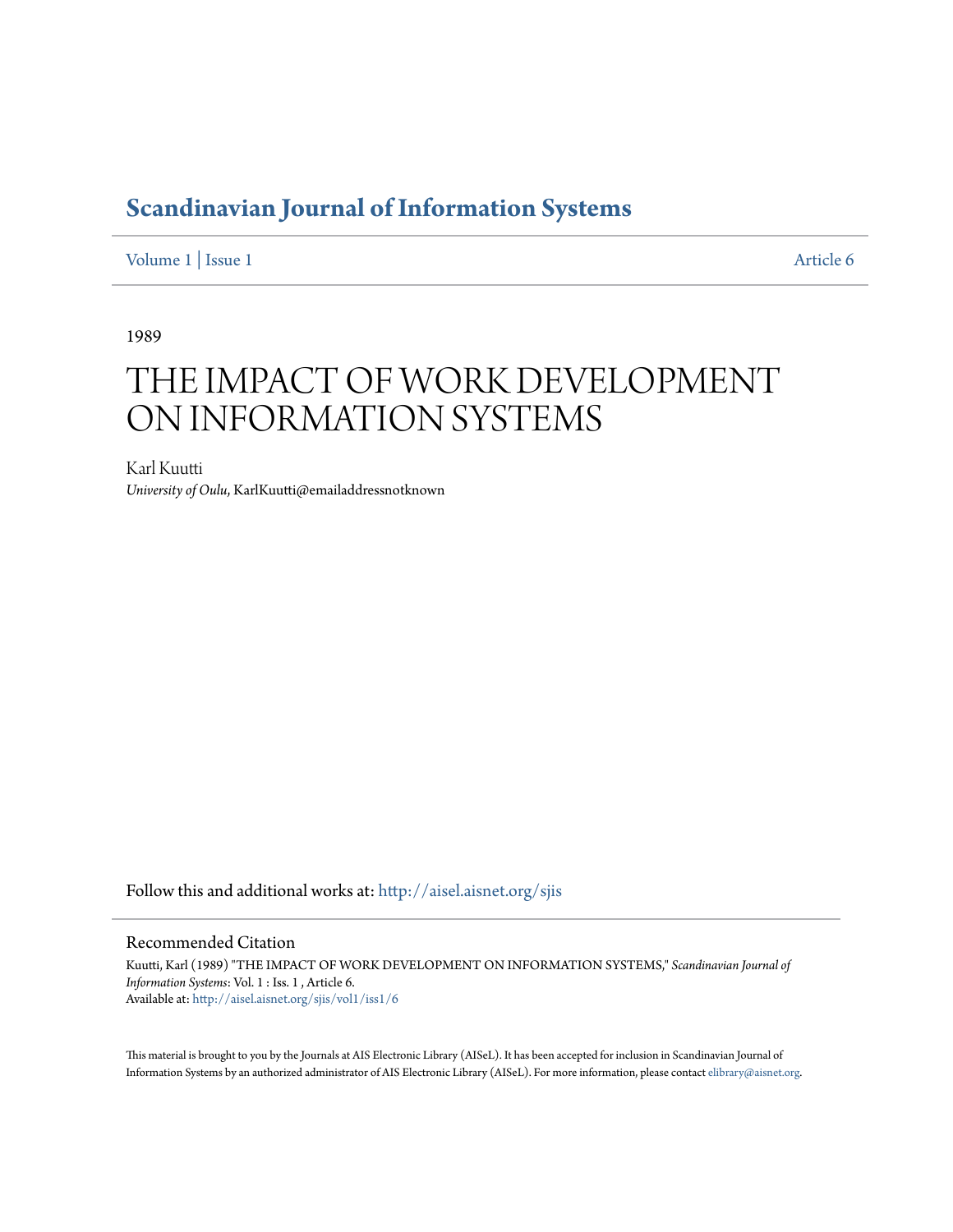# Scandinavian Journal of Information Systems

Volume 1 | Issue 1 Article 6

1989

# THE IMPACT OF WORK DEVELOPMENT ON INFORMATION SYSTEMS

Karl Kuutti

*University of Oulu*, KarlKuutti@emailaddressnotknown

Follow this and additional works at: http://aisel.aisnet.org/sjis

## Recommended Citation

Kuutti, Karl (1989) "THE IMPACT OF WORK DEVELOPMENT ON INFORMATION SYSTEMS," *Scandinavian Journal of Information Systems*: Vol. 1 : Iss. 1 , Article 6.
Available at: http://aisel.aisnet.org/sjis/vol1/iss1/6

This material is brought to you by the Journals at AIS Electronic Library (AISeL). It has been accepted for inclusion in Scandinavian Journal of Information Systems by an authorized administrator of AIS Electronic Library (AISeL). For more information, please contact elibrary@aisnet.org.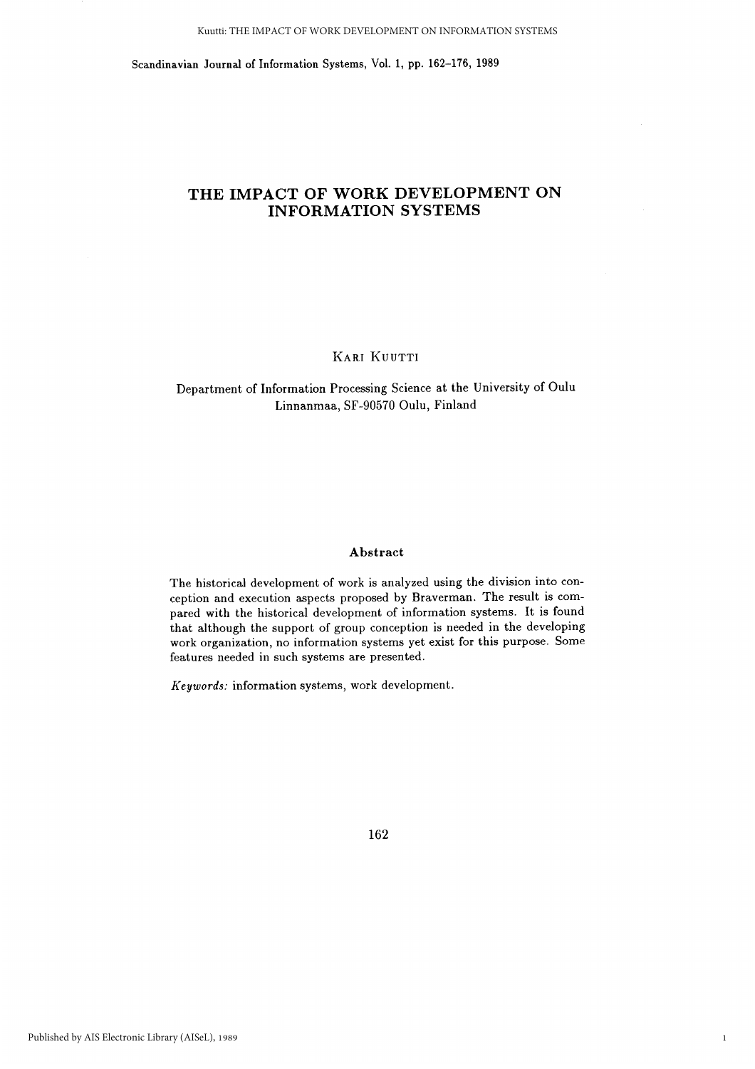# THE IMPACT OF WORK DEVELOPMENT ON INFORMATION SYSTEMS

KARI KUUTTI

Department of Information Processing Science at the University of Oulu
Linnanmaa, SF-90570 Oulu, Finland

### Abstract

The historical development of work is analyzed using the division into conception and execution aspects proposed by Braverman. The result is compared with the historical development of information systems. It is found that although the support of group conception is needed in the developing work organization, no information systems yet exist for this purpose. Some features needed in such systems are presented.

*Keywords:* information systems, work development.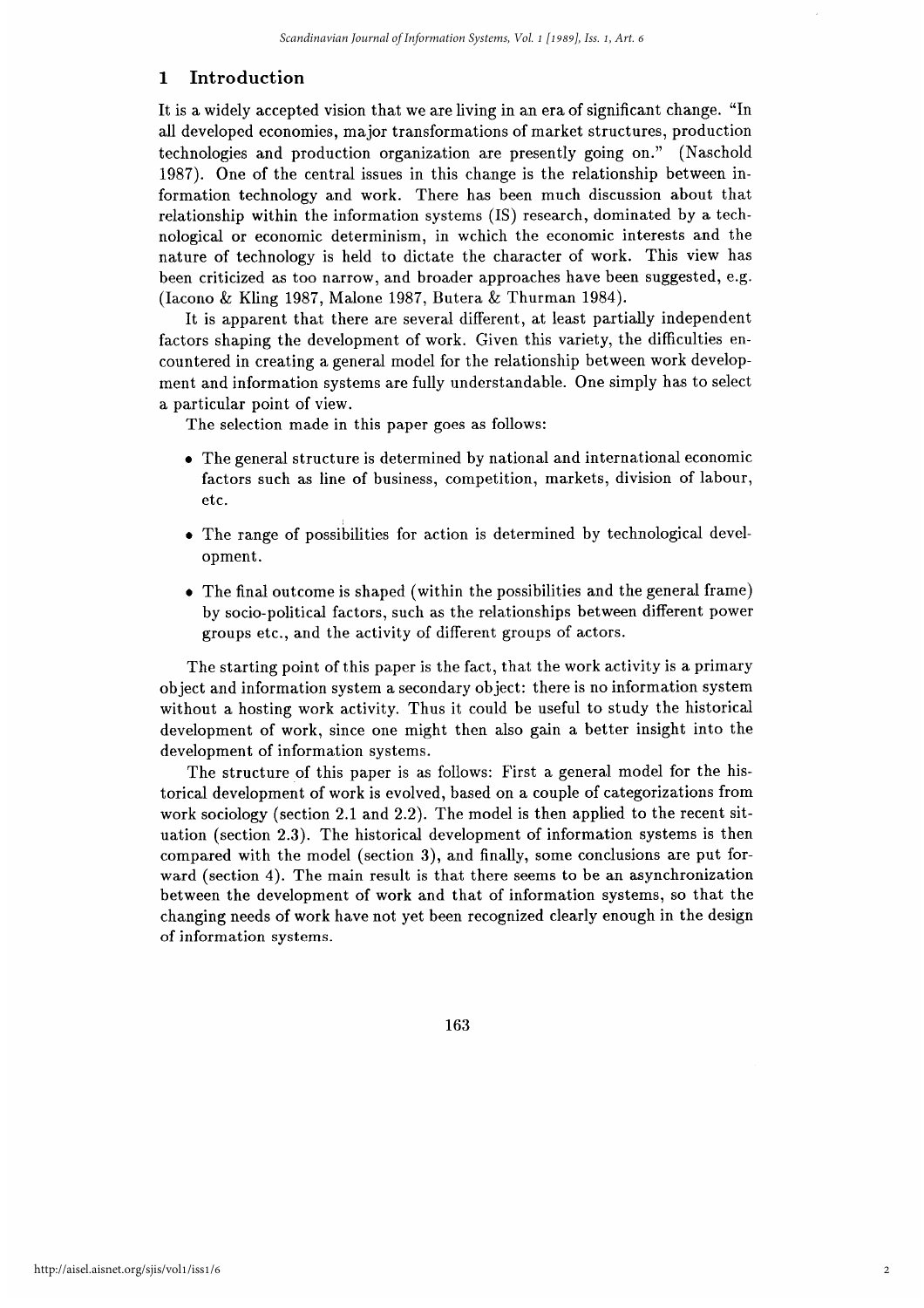## 1 Introduction

It is a widely accepted vision that we are living in an era of significant change. "In all developed economies, major transformations of market structures, production technologies and production organization are presently going on." (Naschold 1987). One of the central issues in this change is the relationship between information technology and work. There has been much discussion about that relationship within the information systems (IS) research, dominated by a technological or economic determinism, in wchich the economic interests and the nature of technology is held to dictate the character of work. This view has been criticized as too narrow, and broader approaches have been suggested, e.g. (Iacono & Kling 1987, Malone 1987, Butera & Thurman 1984).

It is apparent that there are several different, at least partially independent factors shaping the development of work. Given this variety, the difficulties encountered in creating a general model for the relationship between work development and information systems are fully understandable. One simply has to select a particular point of view.

The selection made in this paper goes as follows:

- The general structure is determined by national and international economic factors such as line of business, competition, markets, division of labour, etc.
- The range of possibilities for action is determined by technological development.
- The final outcome is shaped (within the possibilities and the general frame) by socio-political factors, such as the relationships between different power groups etc., and the activity of different groups of actors.

The starting point of this paper is the fact, that the work activity is a primary object and information system a secondary object: there is no information system without a hosting work activity. Thus it could be useful to study the historical development of work, since one might then also gain a better insight into the development of information systems.

The structure of this paper is as follows: First a general model for the historical development of work is evolved, based on a couple of categorizations from work sociology (section 2.1 and 2.2). The model is then applied to the recent situation (section 2.3). The historical development of information systems is then compared with the model (section 3), and finally, some conclusions are put forward (section 4). The main result is that there seems to be an asynchronization between the development of work and that of information systems, so that the changing needs of work have not yet been recognized clearly enough in the design of information systems.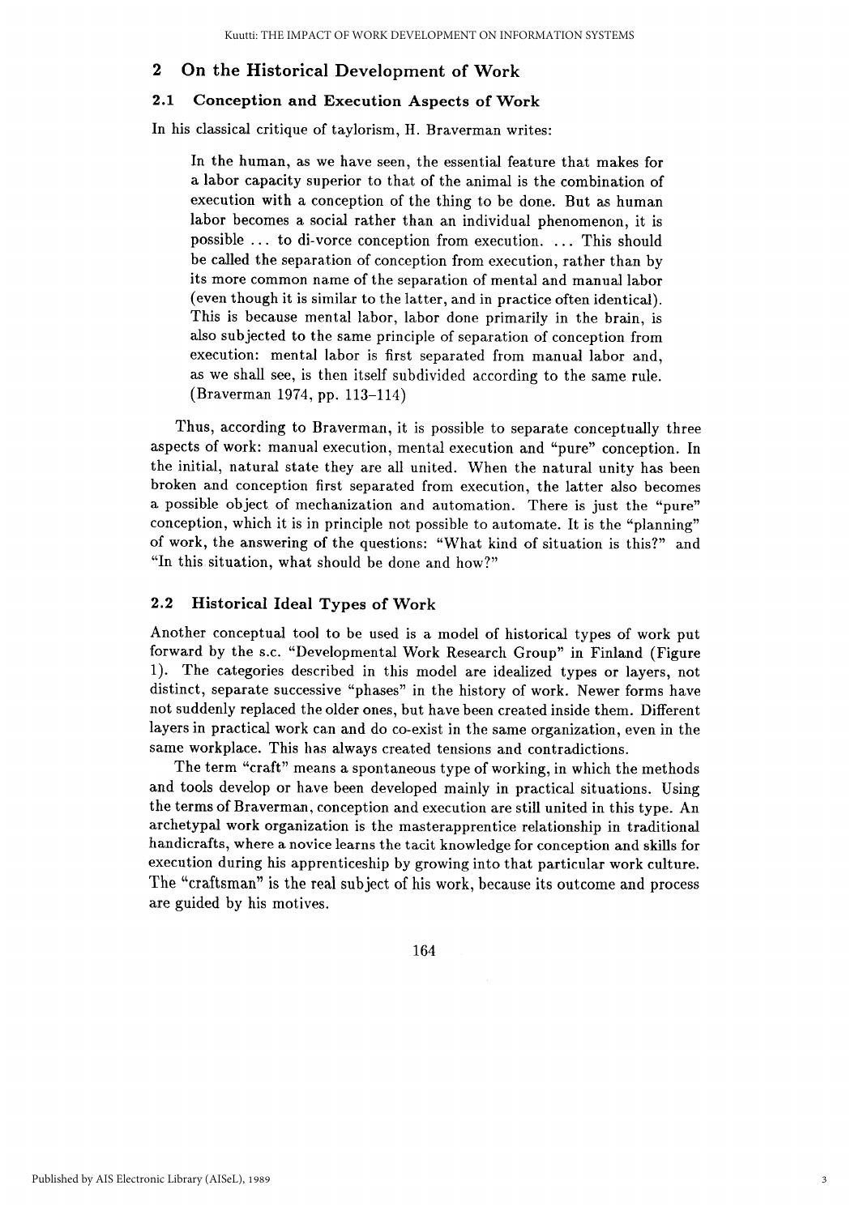## 2 On the Historical Development of Work

### 2.1 Conception and Execution Aspects of Work

In his classical critique of taylorism, H. Braverman writes:

> In the human, as we have seen, the essential feature that makes for a labor capacity superior to that of the animal is the combination of execution with a conception of the thing to be done. But as human labor becomes a social rather than an individual phenomenon, it is possible ... to di-vorce conception from execution. ... This should be called the separation of conception from execution, rather than by its more common name of the separation of mental and manual labor (even though it is similar to the latter, and in practice often identical). This is because mental labor, labor done primarily in the brain, is also subjected to the same principle of separation of conception from execution: mental labor is first separated from manual labor and, as we shall see, is then itself subdivided according to the same rule. (Braverman 1974, pp. 113–114)

Thus, according to Braverman, it is possible to separate conceptually three aspects of work: manual execution, mental execution and "pure" conception. In the initial, natural state they are all united. When the natural unity has been broken and conception first separated from execution, the latter also becomes a possible object of mechanization and automation. There is just the "pure" conception, which it is in principle not possible to automate. It is the "planning" of work, the answering of the questions: "What kind of situation is this?" and "In this situation, what should be done and how?"

### 2.2 Historical Ideal Types of Work

Another conceptual tool to be used is a model of historical types of work put forward by the s.c. "Developmental Work Research Group" in Finland (Figure 1). The categories described in this model are idealized types or layers, not distinct, separate successive "phases" in the history of work. Newer forms have not suddenly replaced the older ones, but have been created inside them. Different layers in practical work can and do co-exist in the same organization, even in the same workplace. This has always created tensions and contradictions.

The term "craft" means a spontaneous type of working, in which the methods and tools develop or have been developed mainly in practical situations. Using the terms of Braverman, conception and execution are still united in this type. An archetypal work organization is the masterapprentice relationship in traditional handicrafts, where a novice learns the tacit knowledge for conception and skills for execution during his apprenticeship by growing into that particular work culture. The "craftsman" is the real subject of his work, because its outcome and process are guided by his motives.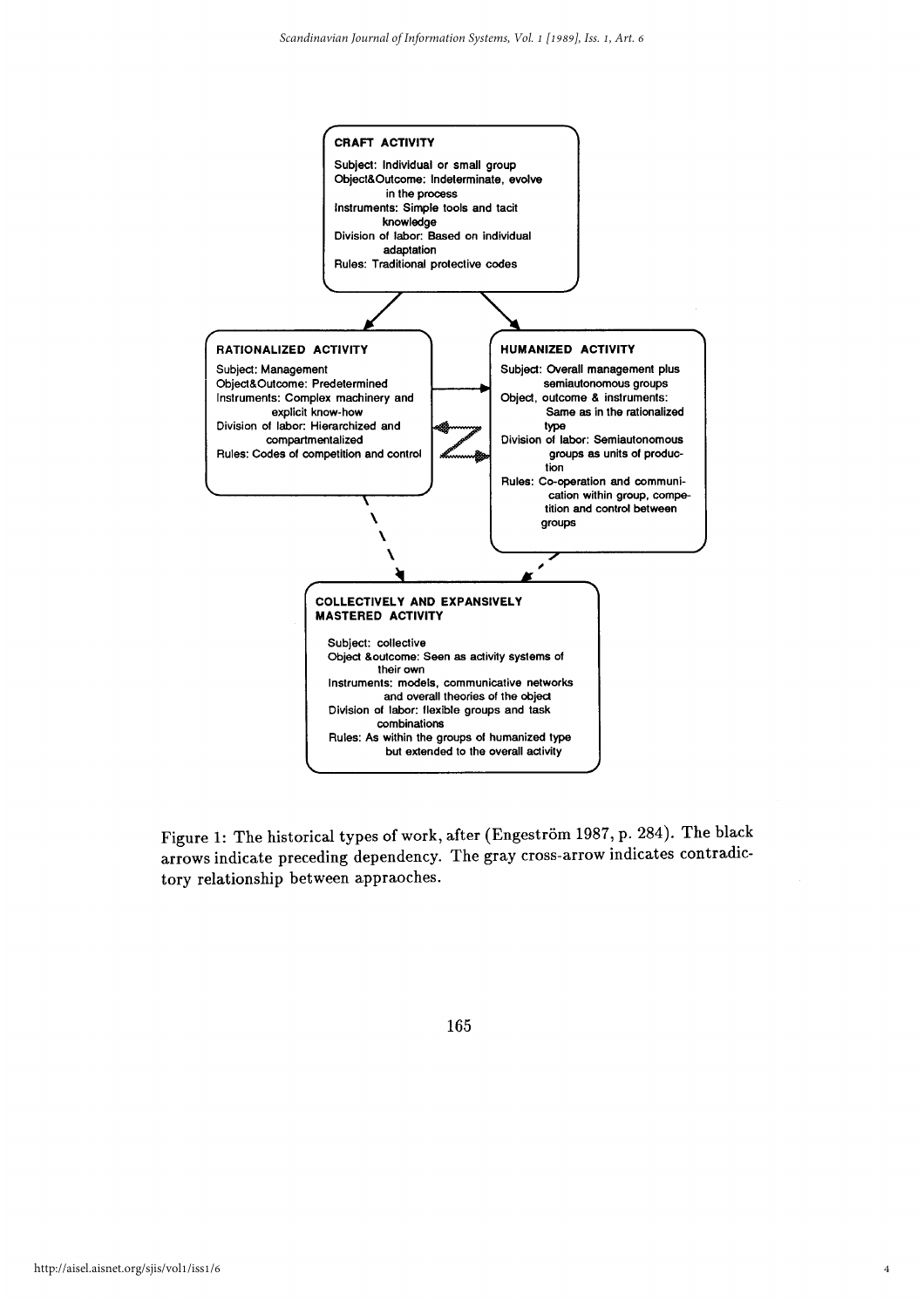**CRAFT ACTIVITY**

Subject: Individual or small group
Object&Outcome: Indeterminate, evolve in the process
Instruments: Simple tools and tacit knowledge
Division of labor: Based on individual adaptation
Rules: Traditional protective codes

**RATIONALIZED ACTIVITY**

Subject: Management
Object&Outcome: Predetermined
Instruments: Complex machinery and explicit know-how
Division of labor: Hierarchized and compartmentalized
Rules: Codes of competition and control

**HUMANIZED ACTIVITY**

Subject: Overall management plus semiautonomous groups
Object, outcome & instruments: Same as in the rationalized type
Division of labor: Semiautonomous groups as units of production
Rules: Co-operation and communication within group, competition and control between groups

**COLLECTIVELY AND EXPANSIVELY MASTERED ACTIVITY**

Subject: collective
Object &outcome: Seen as activity systems of their own
Instruments: models, communicative networks and overall theories of the object
Division of labor: flexible groups and task combinations
Rules: As within the groups of humanized type but extended to the overall activity

Figure 1: The historical types of work, after (Engeström 1987, p. 284). The black arrows indicate preceding dependency. The gray cross-arrow indicates contradictory relationship between appraoches.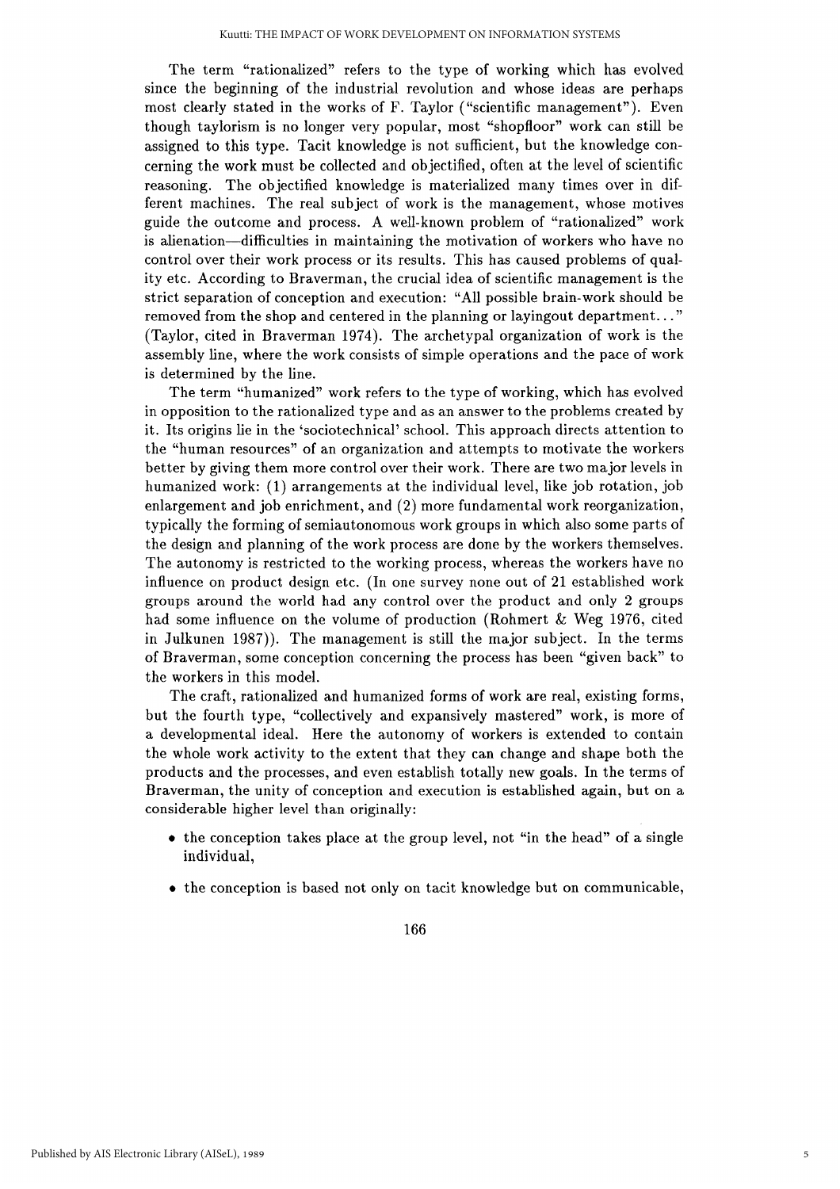The term "rationalized" refers to the type of working which has evolved since the beginning of the industrial revolution and whose ideas are perhaps most clearly stated in the works of F. Taylor ("scientific management"). Even though taylorism is no longer very popular, most "shopfloor" work can still be assigned to this type. Tacit knowledge is not sufficient, but the knowledge concerning the work must be collected and objectified, often at the level of scientific reasoning. The objectified knowledge is materialized many times over in different machines. The real subject of work is the management, whose motives guide the outcome and process. A well-known problem of "rationalized" work is alienation—difficulties in maintaining the motivation of workers who have no control over their work process or its results. This has caused problems of quality etc. According to Braverman, the crucial idea of scientific management is the strict separation of conception and execution: "All possible brain-work should be removed from the shop and centered in the planning or layingout department..." (Taylor, cited in Braverman 1974). The archetypal organization of work is the assembly line, where the work consists of simple operations and the pace of work is determined by the line.

The term "humanized" work refers to the type of working, which has evolved in opposition to the rationalized type and as an answer to the problems created by it. Its origins lie in the 'sociotechnical' school. This approach directs attention to the "human resources" of an organization and attempts to motivate the workers better by giving them more control over their work. There are two major levels in humanized work: (1) arrangements at the individual level, like job rotation, job enlargement and job enrichment, and (2) more fundamental work reorganization, typically the forming of semiautonomous work groups in which also some parts of the design and planning of the work process are done by the workers themselves. The autonomy is restricted to the working process, whereas the workers have no influence on product design etc. (In one survey none out of 21 established work groups around the world had any control over the product and only 2 groups had some influence on the volume of production (Rohmert & Weg 1976, cited in Julkunen 1987)). The management is still the major subject. In the terms of Braverman, some conception concerning the process has been "given back" to the workers in this model.

The craft, rationalized and humanized forms of work are real, existing forms, but the fourth type, "collectively and expansively mastered" work, is more of a developmental ideal. Here the autonomy of workers is extended to contain the whole work activity to the extent that they can change and shape both the products and the processes, and even establish totally new goals. In the terms of Braverman, the unity of conception and execution is established again, but on a considerable higher level than originally:

- the conception takes place at the group level, not "in the head" of a single individual,
- the conception is based not only on tacit knowledge but on communicable,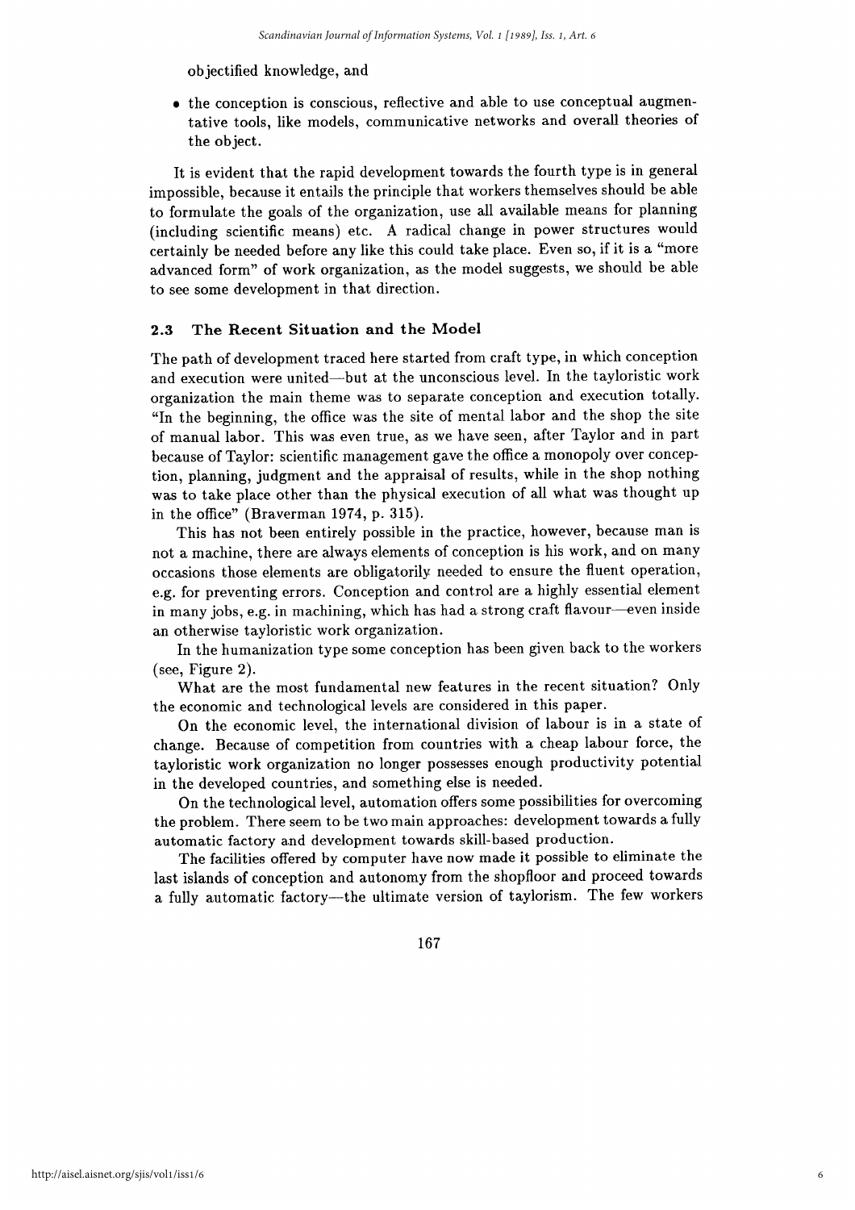objectified knowledge, and

- the conception is conscious, reflective and able to use conceptual augmentative tools, like models, communicative networks and overall theories of the object.

It is evident that the rapid development towards the fourth type is in general impossible, because it entails the principle that workers themselves should be able to formulate the goals of the organization, use all available means for planning (including scientific means) etc. A radical change in power structures would certainly be needed before any like this could take place. Even so, if it is a "more advanced form" of work organization, as the model suggests, we should be able to see some development in that direction.

### 2.3 The Recent Situation and the Model

The path of development traced here started from craft type, in which conception and execution were united—but at the unconscious level. In the tayloristic work organization the main theme was to separate conception and execution totally. "In the beginning, the office was the site of mental labor and the shop the site of manual labor. This was even true, as we have seen, after Taylor and in part because of Taylor: scientific management gave the office a monopoly over conception, planning, judgment and the appraisal of results, while in the shop nothing was to take place other than the physical execution of all what was thought up in the office" (Braverman 1974, p. 315).

This has not been entirely possible in the practice, however, because man is not a machine, there are always elements of conception is his work, and on many occasions those elements are obligatorily needed to ensure the fluent operation, e.g. for preventing errors. Conception and control are a highly essential element in many jobs, e.g. in machining, which has had a strong craft flavour—even inside an otherwise tayloristic work organization.

In the humanization type some conception has been given back to the workers (see, Figure 2).

What are the most fundamental new features in the recent situation? Only the economic and technological levels are considered in this paper.

On the economic level, the international division of labour is in a state of change. Because of competition from countries with a cheap labour force, the tayloristic work organization no longer possesses enough productivity potential in the developed countries, and something else is needed.

On the technological level, automation offers some possibilities for overcoming the problem. There seem to be two main approaches: development towards a fully automatic factory and development towards skill-based production.

The facilities offered by computer have now made it possible to eliminate the last islands of conception and autonomy from the shopfloor and proceed towards a fully automatic factory—the ultimate version of taylorism. The few workers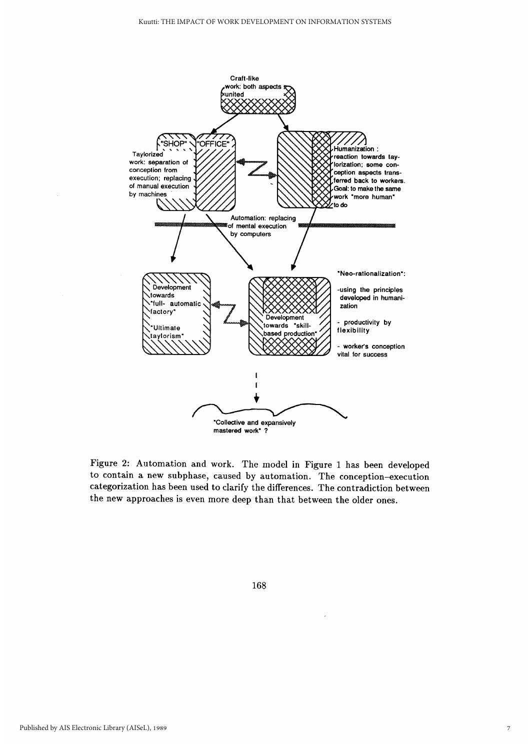Craft-like work: both aspects united

"SHOP" "OFFICE"

Taylorized work: separation of conception from execution; replacing of manual execution by machines

Humanization : reaction towards taylorization; some conception aspects transferred back to workers. Goal: to make the same work "more human" to do

Automation: replacing of mental execution by computers

Development towards "full- automatic factory"

"Ultimate taylorism"

Development towards "skill-based production"

"Neo-rationalization":

- using the principles developed in humanization
- productivity by flexibility
- worker's conception vital for success

"Collective and expansively mastered work" ?

Figure 2: Automation and work. The model in Figure 1 has been developed to contain a new subphase, caused by automation. The conception–execution categorization has been used to clarify the differences. The contradiction between the new approaches is even more deep than that between the older ones.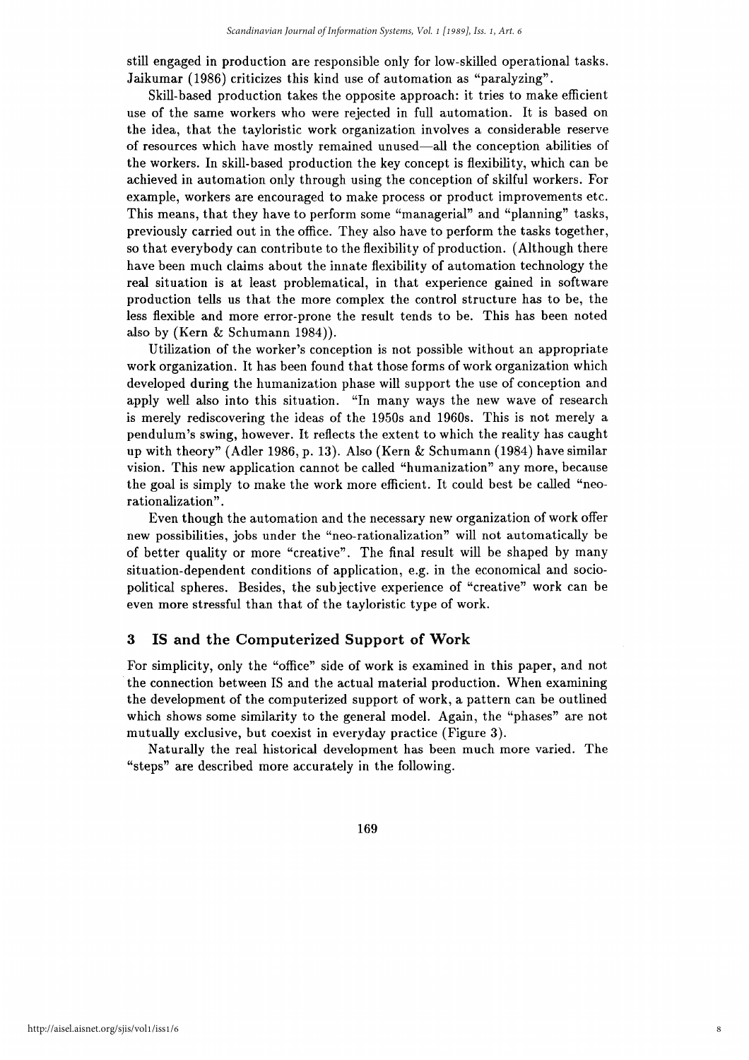still engaged in production are responsible only for low-skilled operational tasks. Jaikumar (1986) criticizes this kind use of automation as "paralyzing".

Skill-based production takes the opposite approach: it tries to make efficient use of the same workers who were rejected in full automation. It is based on the idea, that the tayloristic work organization involves a considerable reserve of resources which have mostly remained unused—all the conception abilities of the workers. In skill-based production the key concept is flexibility, which can be achieved in automation only through using the conception of skilful workers. For example, workers are encouraged to make process or product improvements etc. This means, that they have to perform some "managerial" and "planning" tasks, previously carried out in the office. They also have to perform the tasks together, so that everybody can contribute to the flexibility of production. (Although there have been much claims about the innate flexibility of automation technology the real situation is at least problematical, in that experience gained in software production tells us that the more complex the control structure has to be, the less flexible and more error-prone the result tends to be. This has been noted also by (Kern & Schumann 1984)).

Utilization of the worker's conception is not possible without an appropriate work organization. It has been found that those forms of work organization which developed during the humanization phase will support the use of conception and apply well also into this situation. "In many ways the new wave of research is merely rediscovering the ideas of the 1950s and 1960s. This is not merely a pendulum's swing, however. It reflects the extent to which the reality has caught up with theory" (Adler 1986, p. 13). Also (Kern & Schumann (1984) have similar vision. This new application cannot be called "humanization" any more, because the goal is simply to make the work more efficient. It could best be called "neo-rationalization".

Even though the automation and the necessary new organization of work offer new possibilities, jobs under the "neo-rationalization" will not automatically be of better quality or more "creative". The final result will be shaped by many situation-dependent conditions of application, e.g. in the economical and socio-political spheres. Besides, the subjective experience of "creative" work can be even more stressful than that of the tayloristic type of work.

## 3 IS and the Computerized Support of Work

For simplicity, only the "office" side of work is examined in this paper, and not the connection between IS and the actual material production. When examining the development of the computerized support of work, a pattern can be outlined which shows some similarity to the general model. Again, the "phases" are not mutually exclusive, but coexist in everyday practice (Figure 3).

Naturally the real historical development has been much more varied. The "steps" are described more accurately in the following.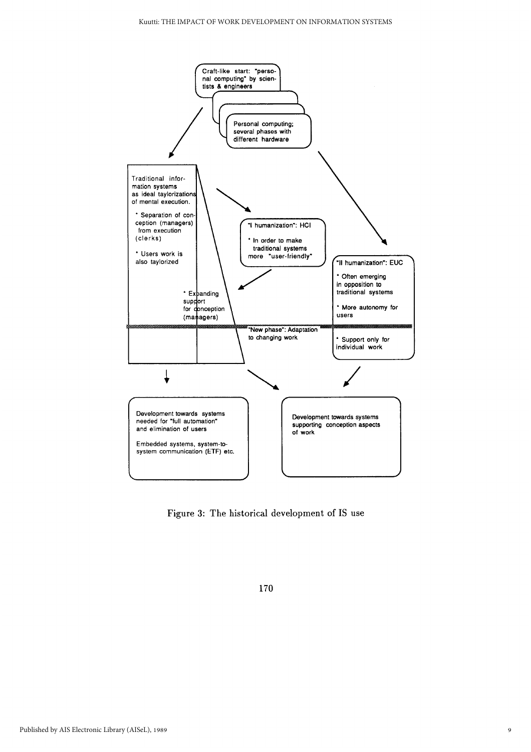Craft-like start: "personal computing" by scientists & engineers

Personal computing; several phases with different hardware

Traditional information systems as ideal taylorizations of mental execution.

* Separation of conception (managers) from execution (clerks)

* Users work is also taylorized

* Expanding support for conception (managers)

"I humanization": HCI

* In order to make traditional systems more "user-friendly"

"II humanization": EUC

* Often emerging in opposition to traditional systems

* More autonomy for users

"New phase": Adaptation to changing work

* Support only for individual work

Development towards systems needed for "full automation" and elimination of users

Embedded systems, system-to-system communication (ETF) etc.

Development towards systems supporting conception aspects of work

Figure 3: The historical development of IS use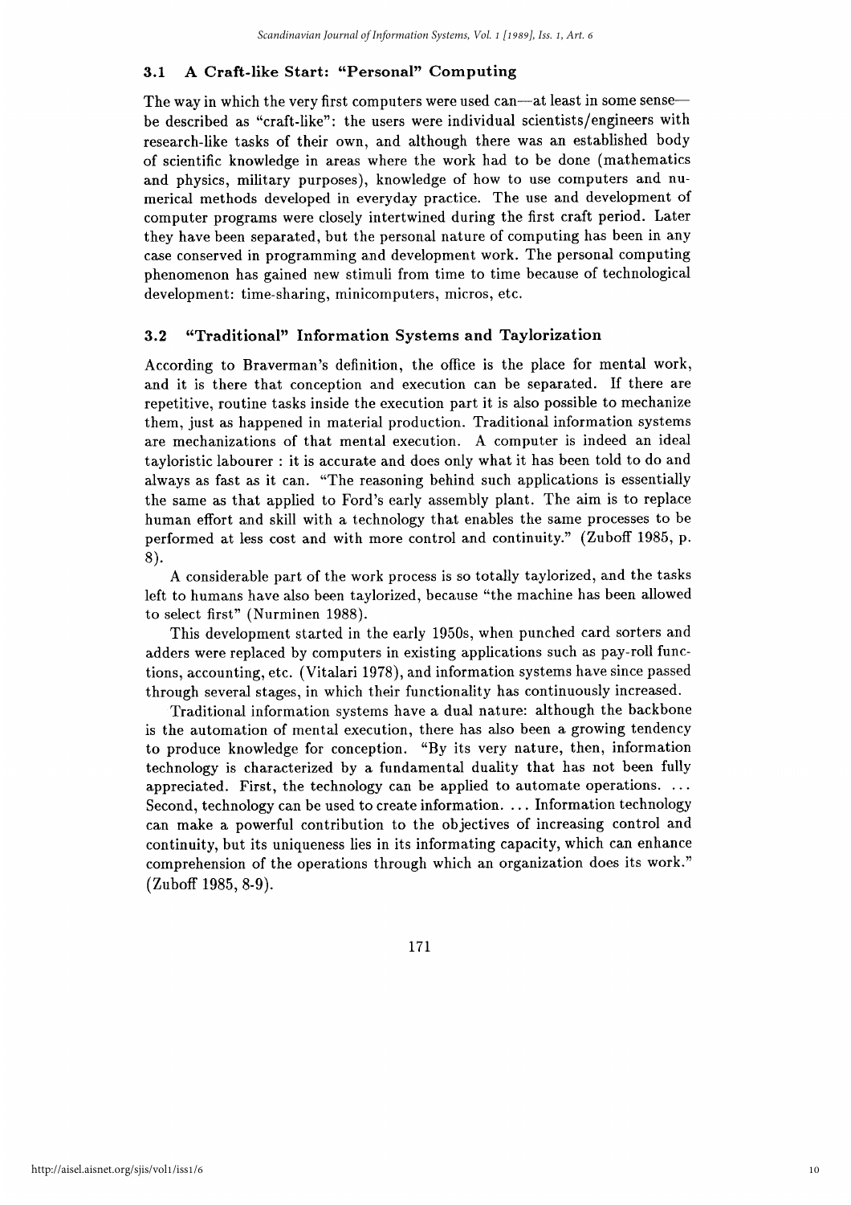### 3.1 A Craft-like Start: "Personal" Computing

The way in which the very first computers were used can—at least in some sense—be described as "craft-like": the users were individual scientists/engineers with research-like tasks of their own, and although there was an established body of scientific knowledge in areas where the work had to be done (mathematics and physics, military purposes), knowledge of how to use computers and numerical methods developed in everyday practice. The use and development of computer programs were closely intertwined during the first craft period. Later they have been separated, but the personal nature of computing has been in any case conserved in programming and development work. The personal computing phenomenon has gained new stimuli from time to time because of technological development: time-sharing, minicomputers, micros, etc.

### 3.2 "Traditional" Information Systems and Taylorization

According to Braverman's definition, the office is the place for mental work, and it is there that conception and execution can be separated. If there are repetitive, routine tasks inside the execution part it is also possible to mechanize them, just as happened in material production. Traditional information systems are mechanizations of that mental execution. A computer is indeed an ideal tayloristic labourer : it is accurate and does only what it has been told to do and always as fast as it can. "The reasoning behind such applications is essentially the same as that applied to Ford's early assembly plant. The aim is to replace human effort and skill with a technology that enables the same processes to be performed at less cost and with more control and continuity." (Zuboff 1985, p. 8).

A considerable part of the work process is so totally taylorized, and the tasks left to humans have also been taylorized, because "the machine has been allowed to select first" (Nurminen 1988).

This development started in the early 1950s, when punched card sorters and adders were replaced by computers in existing applications such as pay-roll functions, accounting, etc. (Vitalari 1978), and information systems have since passed through several stages, in which their functionality has continuously increased.

Traditional information systems have a dual nature: although the backbone is the automation of mental execution, there has also been a growing tendency to produce knowledge for conception. "By its very nature, then, information technology is characterized by a fundamental duality that has not been fully appreciated. First, the technology can be applied to automate operations. ... Second, technology can be used to create information. ... Information technology can make a powerful contribution to the objectives of increasing control and continuity, but its uniqueness lies in its informating capacity, which can enhance comprehension of the operations through which an organization does its work." (Zuboff 1985, 8-9).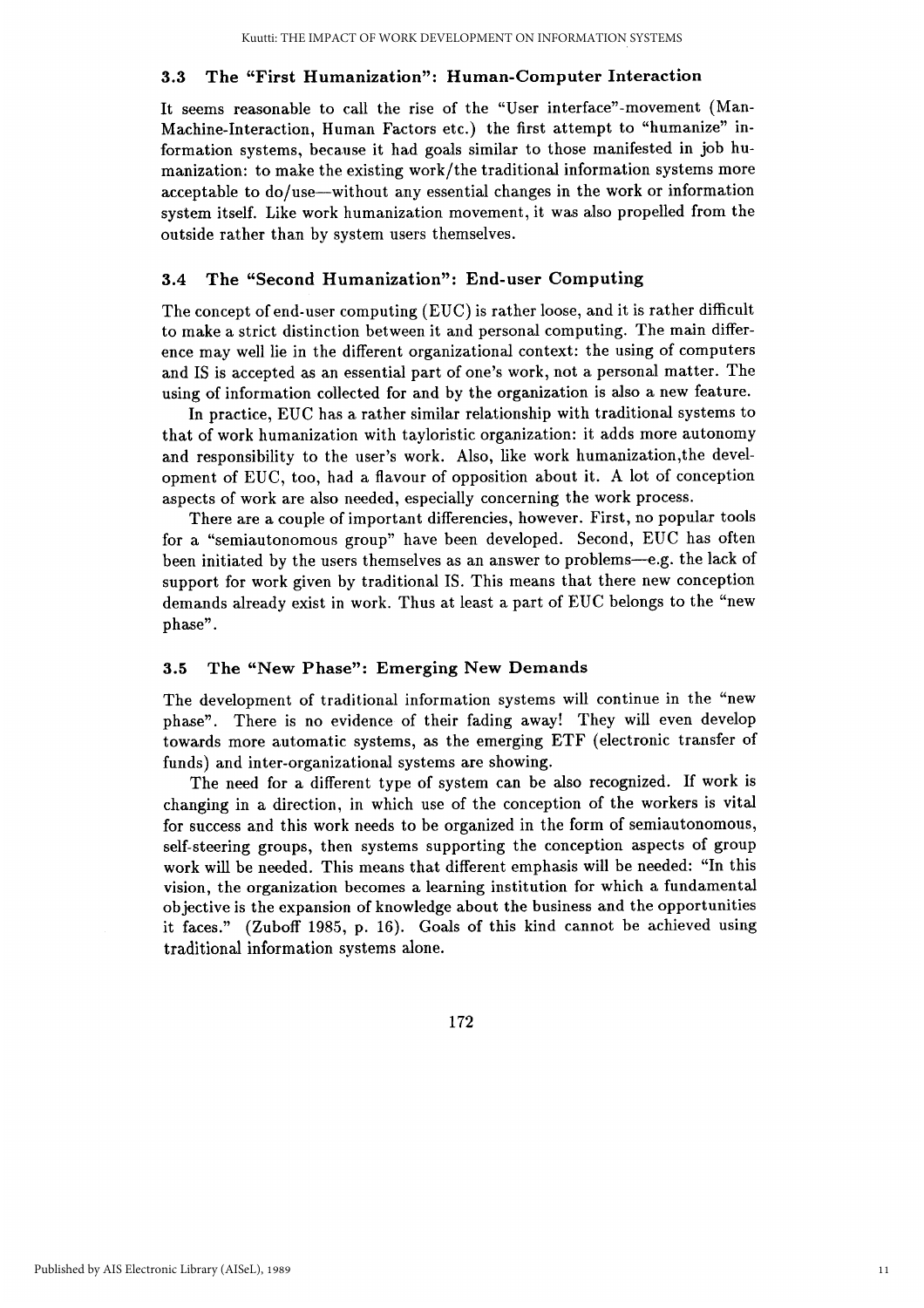### 3.3 The "First Humanization": Human-Computer Interaction

It seems reasonable to call the rise of the "User interface"-movement (Man-Machine-Interaction, Human Factors etc.) the first attempt to "humanize" information systems, because it had goals similar to those manifested in job humanization: to make the existing work/the traditional information systems more acceptable to do/use—without any essential changes in the work or information system itself. Like work humanization movement, it was also propelled from the outside rather than by system users themselves.

### 3.4 The "Second Humanization": End-user Computing

The concept of end-user computing (EUC) is rather loose, and it is rather difficult to make a strict distinction between it and personal computing. The main difference may well lie in the different organizational context: the using of computers and IS is accepted as an essential part of one's work, not a personal matter. The using of information collected for and by the organization is also a new feature.

In practice, EUC has a rather similar relationship with traditional systems to that of work humanization with tayloristic organization: it adds more autonomy and responsibility to the user's work. Also, like work humanization,the development of EUC, too, had a flavour of opposition about it. A lot of conception aspects of work are also needed, especially concerning the work process.

There are a couple of important differencies, however. First, no popular tools for a "semiautonomous group" have been developed. Second, EUC has often been initiated by the users themselves as an answer to problems—e.g. the lack of support for work given by traditional IS. This means that there new conception demands already exist in work. Thus at least a part of EUC belongs to the "new phase".

### 3.5 The "New Phase": Emerging New Demands

The development of traditional information systems will continue in the "new phase". There is no evidence of their fading away! They will even develop towards more automatic systems, as the emerging ETF (electronic transfer of funds) and inter-organizational systems are showing.

The need for a different type of system can be also recognized. If work is changing in a direction, in which use of the conception of the workers is vital for success and this work needs to be organized in the form of semiautonomous, self-steering groups, then systems supporting the conception aspects of group work will be needed. This means that different emphasis will be needed: "In this vision, the organization becomes a learning institution for which a fundamental objective is the expansion of knowledge about the business and the opportunities it faces." (Zuboff 1985, p. 16). Goals of this kind cannot be achieved using traditional information systems alone.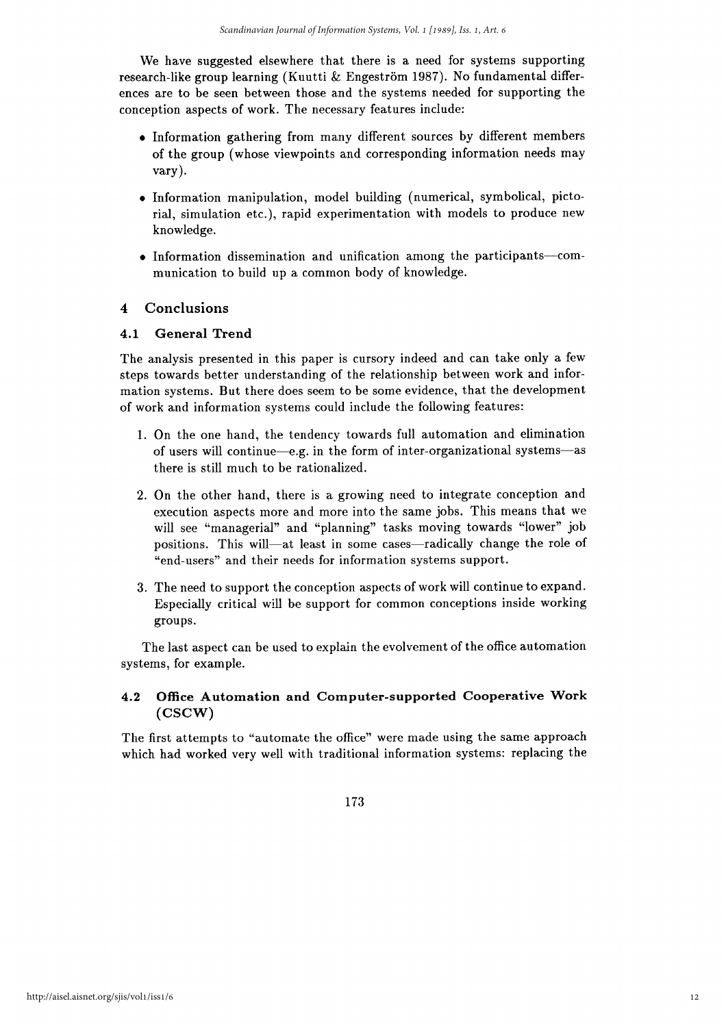We have suggested elsewhere that there is a need for systems supporting research-like group learning (Kuutti & Engeström 1987). No fundamental differences are to be seen between those and the systems needed for supporting the conception aspects of work. The necessary features include:

- Information gathering from many different sources by different members of the group (whose viewpoints and corresponding information needs may vary).
- Information manipulation, model building (numerical, symbolical, pictorial, simulation etc.), rapid experimentation with models to produce new knowledge.
- Information dissemination and unification among the participants—communication to build up a common body of knowledge.

## 4 Conclusions

### 4.1 General Trend

The analysis presented in this paper is cursory indeed and can take only a few steps towards better understanding of the relationship between work and information systems. But there does seem to be some evidence, that the development of work and information systems could include the following features:

1. On the one hand, the tendency towards full automation and elimination of users will continue—e.g. in the form of inter-organizational systems—as there is still much to be rationalized.
2. On the other hand, there is a growing need to integrate conception and execution aspects more and more into the same jobs. This means that we will see "managerial" and "planning" tasks moving towards "lower" job positions. This will—at least in some cases—radically change the role of "end-users" and their needs for information systems support.
3. The need to support the conception aspects of work will continue to expand. Especially critical will be support for common conceptions inside working groups.

The last aspect can be used to explain the evolvement of the office automation systems, for example.

### 4.2 Office Automation and Computer-supported Cooperative Work (CSCW)

The first attempts to "automate the office" were made using the same approach which had worked very well with traditional information systems: replacing the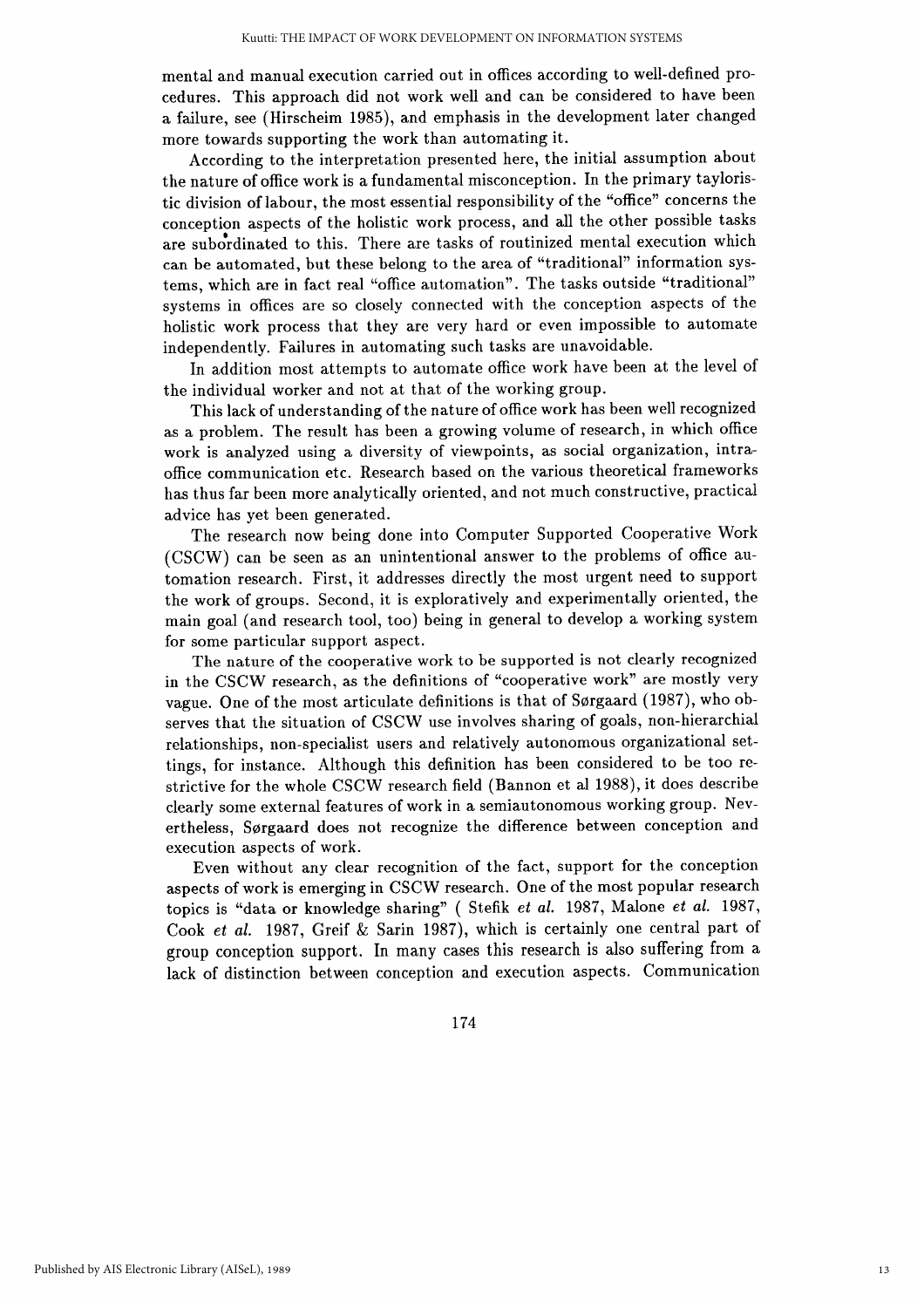mental and manual execution carried out in offices according to well-defined procedures. This approach did not work well and can be considered to have been a failure, see (Hirscheim 1985), and emphasis in the development later changed more towards supporting the work than automating it.

According to the interpretation presented here, the initial assumption about the nature of office work is a fundamental misconception. In the primary tayloristic division of labour, the most essential responsibility of the "office" concerns the conception aspects of the holistic work process, and all the other possible tasks are subordinated to this. There are tasks of routinized mental execution which can be automated, but these belong to the area of "traditional" information systems, which are in fact real "office automation". The tasks outside "traditional" systems in offices are so closely connected with the conception aspects of the holistic work process that they are very hard or even impossible to automate independently. Failures in automating such tasks are unavoidable.

In addition most attempts to automate office work have been at the level of the individual worker and not at that of the working group.

This lack of understanding of the nature of office work has been well recognized as a problem. The result has been a growing volume of research, in which office work is analyzed using a diversity of viewpoints, as social organization, intra-office communication etc. Research based on the various theoretical frameworks has thus far been more analytically oriented, and not much constructive, practical advice has yet been generated.

The research now being done into Computer Supported Cooperative Work (CSCW) can be seen as an unintentional answer to the problems of office automation research. First, it addresses directly the most urgent need to support the work of groups. Second, it is exploratively and experimentally oriented, the main goal (and research tool, too) being in general to develop a working system for some particular support aspect.

The nature of the cooperative work to be supported is not clearly recognized in the CSCW research, as the definitions of "cooperative work" are mostly very vague. One of the most articulate definitions is that of Sørgaard (1987), who observes that the situation of CSCW use involves sharing of goals, non-hierarchial relationships, non-specialist users and relatively autonomous organizational settings, for instance. Although this definition has been considered to be too restrictive for the whole CSCW research field (Bannon et al 1988), it does describe clearly some external features of work in a semiautonomous working group. Nevertheless, Sørgaard does not recognize the difference between conception and execution aspects of work.

Even without any clear recognition of the fact, support for the conception aspects of work is emerging in CSCW research. One of the most popular research topics is "data or knowledge sharing" ( Stefik *et al.* 1987, Malone *et al.* 1987, Cook *et al.* 1987, Greif & Sarin 1987), which is certainly one central part of group conception support. In many cases this research is also suffering from a lack of distinction between conception and execution aspects. Communication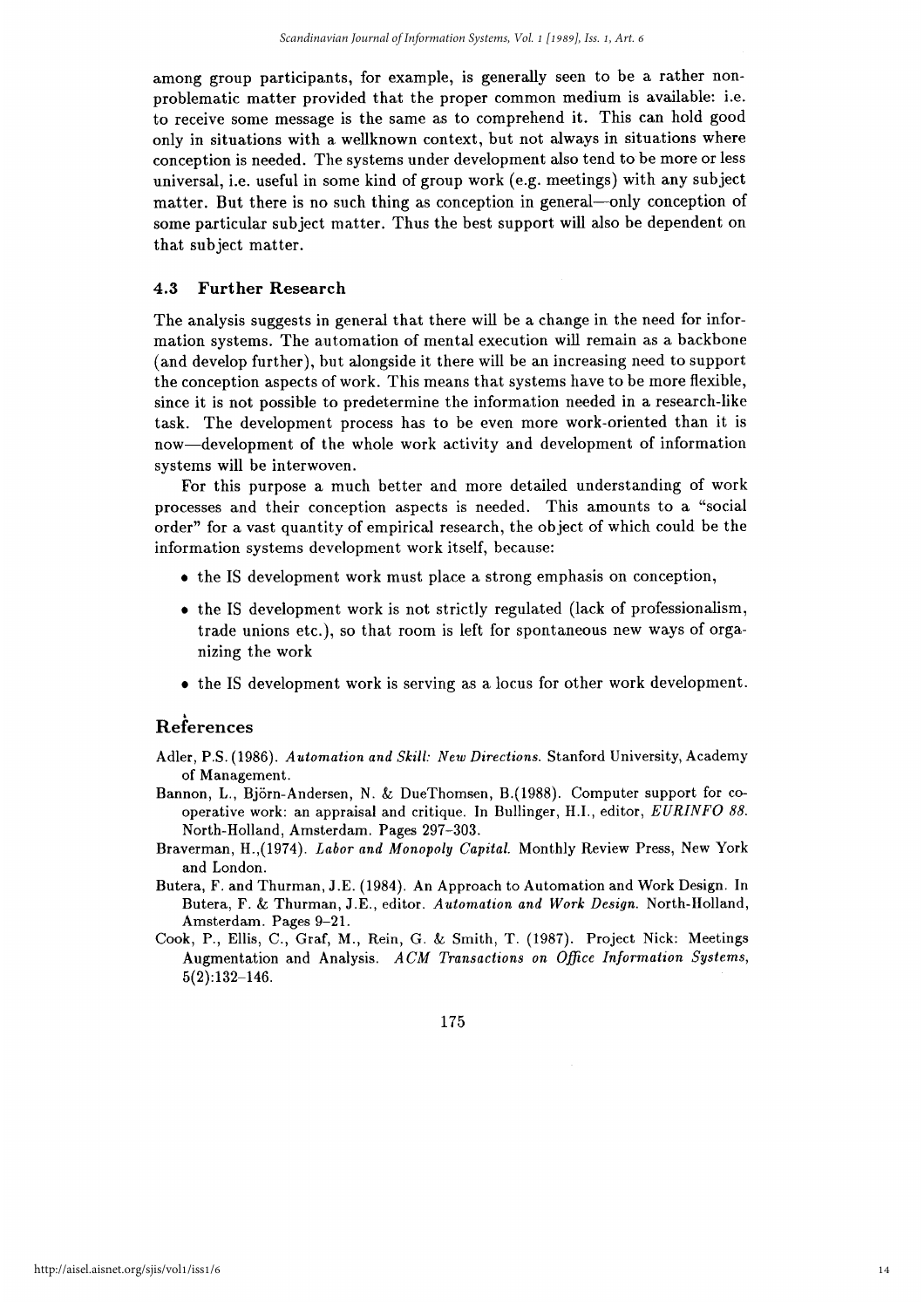among group participants, for example, is generally seen to be a rather non-problematic matter provided that the proper common medium is available: i.e. to receive some message is the same as to comprehend it. This can hold good only in situations with a wellknown context, but not always in situations where conception is needed. The systems under development also tend to be more or less universal, i.e. useful in some kind of group work (e.g. meetings) with any subject matter. But there is no such thing as conception in general—only conception of some particular subject matter. Thus the best support will also be dependent on that subject matter.

### 4.3 Further Research

The analysis suggests in general that there will be a change in the need for information systems. The automation of mental execution will remain as a backbone (and develop further), but alongside it there will be an increasing need to support the conception aspects of work. This means that systems have to be more flexible, since it is not possible to predetermine the information needed in a research-like task. The development process has to be even more work-oriented than it is now—development of the whole work activity and development of information systems will be interwoven.

For this purpose a much better and more detailed understanding of work processes and their conception aspects is needed. This amounts to a "social order" for a vast quantity of empirical research, the object of which could be the information systems development work itself, because:

- the IS development work must place a strong emphasis on conception,
- the IS development work is not strictly regulated (lack of professionalism, trade unions etc.), so that room is left for spontaneous new ways of organizing the work
- the IS development work is serving as a locus for other work development.

## References

Adler, P.S. (1986). *Automation and Skill: New Directions.* Stanford University, Academy of Management.

Bannon, L., Björn-Andersen, N. & DueThomsen, B.(1988). Computer support for co-operative work: an appraisal and critique. In Bullinger, H.I., editor, *EURINFO 88.* North-Holland, Amsterdam. Pages 297–303.

Braverman, H.,(1974). *Labor and Monopoly Capital.* Monthly Review Press, New York and London.

Butera, F. and Thurman, J.E. (1984). An Approach to Automation and Work Design. In Butera, F. & Thurman, J.E., editor. *Automation and Work Design.* North-Holland, Amsterdam. Pages 9–21.

Cook, P., Ellis, C., Graf, M., Rein, G. & Smith, T. (1987). Project Nick: Meetings Augmentation and Analysis. *ACM Transactions on Office Information Systems,* 5(2):132–146.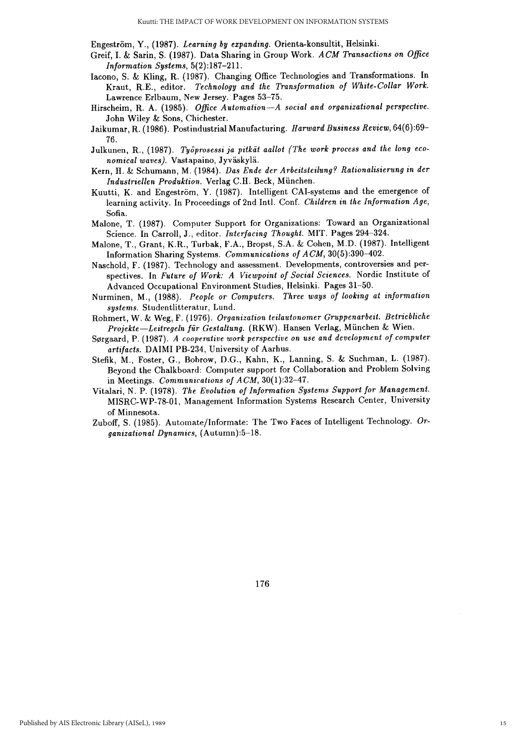Engeström, Y., (1987). *Learning by expanding.* Orienta-konsultit, Helsinki.

Greif, I. & Sarin, S. (1987). Data Sharing in Group Work. *ACM Transactions on Office Information Systems,* 5(2):187–211.

Iacono, S. & Kling, R. (1987). Changing Office Technologies and Transformations. In Kraut, R.E., editor. *Technology and the Transformation of White-Collar Work.* Lawrence Erlbaum, New Jersey. Pages 53–75.

Hirscheim, R. A. (1985). *Office Automation—A social and organizational perspective.* John Wiley & Sons, Chichester.

Jaikumar, R. (1986). Postindustrial Manufacturing. *Harward Business Review,* 64(6):69–76.

Julkunen, R., (1987). *Työprosessi ja pitkät aallot (The work process and the long economical waves).* Vastapaino, Jyväskylä.

Kern, H. & Schumann, M. (1984). *Das Ende der Arbeitsteilung? Rationalisierung in der Industriellen Produktion.* Verlag C.H. Beck, München.

Kuutti, K. and Engeström, Y. (1987). Intelligent CAI-systems and the emergence of learning activity. In Proceedings of 2nd Intl. Conf. *Children in the Information Age,* Sofia.

Malone, T. (1987). Computer Support for Organizations: Toward an Organizational Science. In Carroll, J., editor. *Interfacing Thought.* MIT. Pages 294–324.

Malone, T., Grant, K.R., Turbak, F.A., Bropst, S.A. & Cohen, M.D. (1987). Intelligent Information Sharing Systems. *Communications of ACM,* 30(5):390–402.

Naschold, F. (1987). Technology and assessment. Developments, controversies and perspectives. In *Future of Work: A Viewpoint of Social Sciences.* Nordic Institute of Advanced Occupational Environment Studies, Helsinki. Pages 31–50.

Nurminen, M., (1988). *People or Computers. Three ways of looking at information systems.* Studentlitteratur, Lund.

Rohmert, W. & Weg, F. (1976). *Organization teilautonomer Gruppenarbeit. Betriebliche Projekte—Leitregeln für Gestaltung.* (RKW). Hansen Verlag, München & Wien.

Sørgaard, P. (1987). *A cooperative work perspective on use and development of computer artifacts.* DAIMI PB-234, University of Aarhus.

Stefik, M., Foster, G., Bobrow, D.G., Kahn, K., Lanning, S. & Suchman, L. (1987). Beyond the Chalkboard: Computer support for Collaboration and Problem Solving in Meetings. *Communications of ACM,* 30(1):32–47.

Vitalari, N. P. (1978). *The Evolution of Information Systems Support for Management.* MISRC-WP-78-01, Management Information Systems Research Center, University of Minnesota.

Zuboff, S. (1985). Automate/Informate: The Two Faces of Intelligent Technology. *Organizational Dynamics,* (Autumn):5–18.